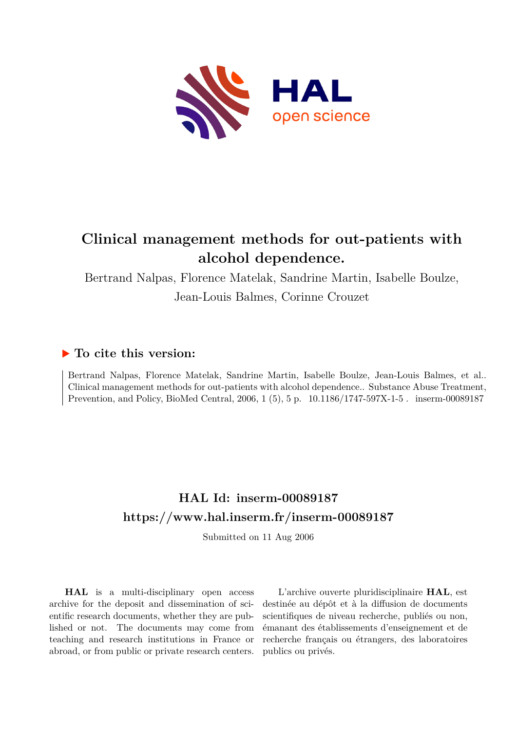# Clinical management methods for out-patients with alcohol dependence.

Bertrand Nalpas, Florence Matelak, Sandrine Martin, Isabelle Boulze, Jean-Louis Balmes, Corinne Crouzet

## ▶ To cite this version:

Bertrand Nalpas, Florence Matelak, Sandrine Martin, Isabelle Boulze, Jean-Louis Balmes, et al.. Clinical management methods for out-patients with alcohol dependence.. Substance Abuse Treatment, Prevention, and Policy, BioMed Central, 2006, 1 (5), 5 p. 10.1186/1747-597X-1-5 . inserm-00089187

## HAL Id: inserm-00089187

## https://www.hal.inserm.fr/inserm-00089187

Submitted on 11 Aug 2006

**HAL** is a multi-disciplinary open access archive for the deposit and dissemination of scientific research documents, whether they are published or not. The documents may come from teaching and research institutions in France or abroad, or from public or private research centers.

L'archive ouverte pluridisciplinaire **HAL**, est destinée au dépôt et à la diffusion de documents scientifiques de niveau recherche, publiés ou non, émanant des établissements d'enseignement et de recherche français ou étrangers, des laboratoires publics ou privés.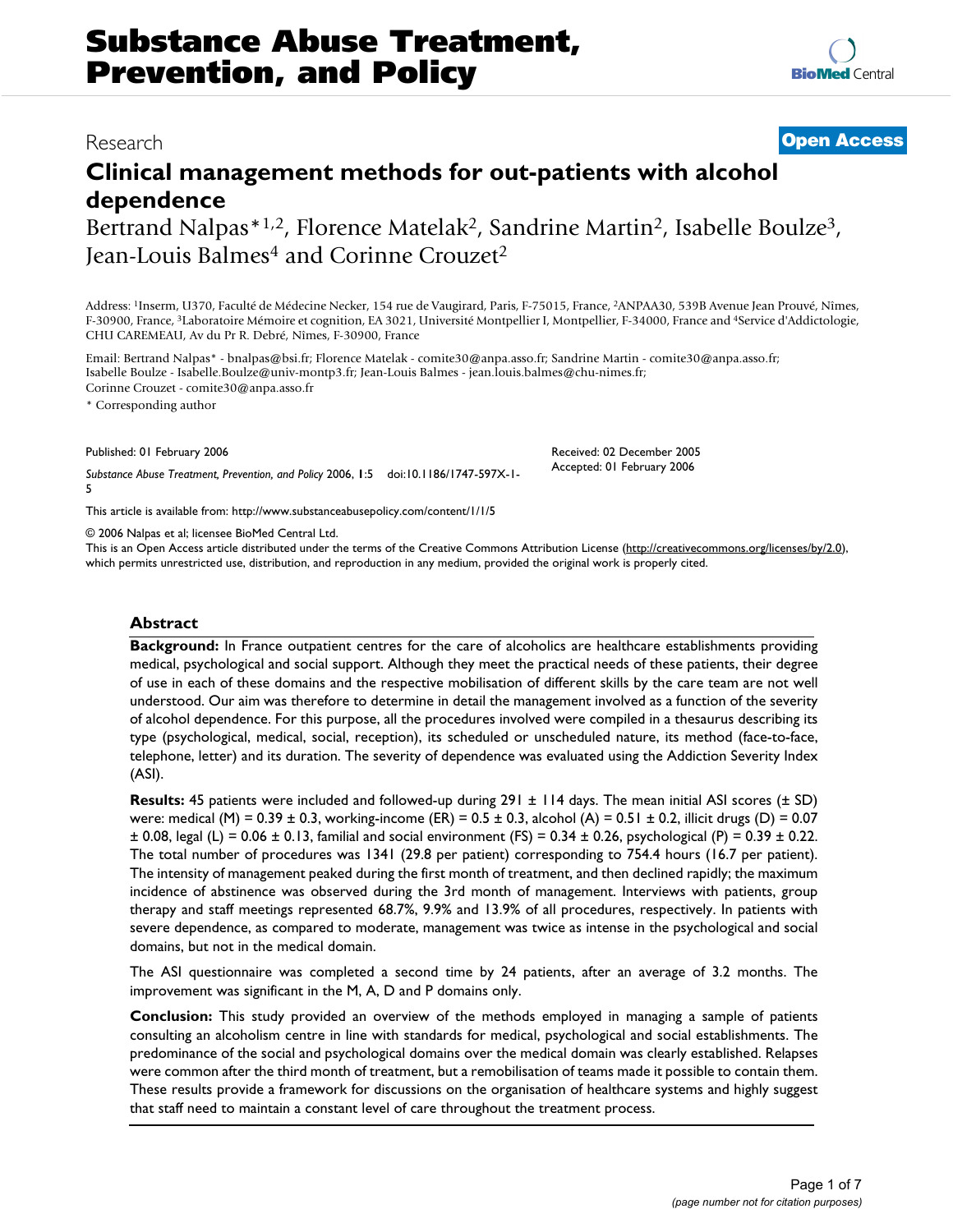# Substance Abuse Treatment, Prevention, and Policy

Research

**Open Access**

# Clinical management methods for out-patients with alcohol dependence

Bertrand Nalpas*[1,2], Florence Matelak[2], Sandrine Martin[2], Isabelle Boulze[3], Jean-Louis Balmes[4] and Corinne Crouzet[2]

Address: [1]Inserm, U370, Faculté de Médecine Necker, 154 rue de Vaugirard, Paris, F-75015, France, [2]ANPAA30, 539B Avenue Jean Prouvé, Nîmes, F-30900, France, [3]Laboratoire Mémoire et cognition, EA 3021, Université Montpellier I, Montpellier, F-34000, France and [4]Service d'Addictologie, CHU CAREMEAU, Av du Pr R. Debré, Nîmes, F-30900, France

Email: Bertrand Nalpas* - bnalpas@bsi.fr; Florence Matelak - comite30@anpa.asso.fr; Sandrine Martin - comite30@anpa.asso.fr; Isabelle Boulze - Isabelle.Boulze@univ-montp3.fr; Jean-Louis Balmes - jean.louis.balmes@chu-nimes.fr; Corinne Crouzet - comite30@anpa.asso.fr

\* Corresponding author

Published: 01 February 2006

*Substance Abuse Treatment, Prevention, and Policy* 2006, **1**:5 doi:10.1186/1747-597X-1-5

Received: 02 December 2005
Accepted: 01 February 2006

This article is available from: http://www.substanceabusepolicy.com/content/1/1/5

© 2006 Nalpas et al; licensee BioMed Central Ltd.
This is an Open Access article distributed under the terms of the Creative Commons Attribution License (http://creativecommons.org/licenses/by/2.0), which permits unrestricted use, distribution, and reproduction in any medium, provided the original work is properly cited.

## Abstract

**Background:** In France outpatient centres for the care of alcoholics are healthcare establishments providing medical, psychological and social support. Although they meet the practical needs of these patients, their degree of use in each of these domains and the respective mobilisation of different skills by the care team are not well understood. Our aim was therefore to determine in detail the management involved as a function of the severity of alcohol dependence. For this purpose, all the procedures involved were compiled in a thesaurus describing its type (psychological, medical, social, reception), its scheduled or unscheduled nature, its method (face-to-face, telephone, letter) and its duration. The severity of dependence was evaluated using the Addiction Severity Index (ASI).

**Results:** 45 patients were included and followed-up during 291 ± 114 days. The mean initial ASI scores (± SD) were: medical (M) = 0.39 ± 0.3, working-income (ER) = 0.5 ± 0.3, alcohol (A) = 0.51 ± 0.2, illicit drugs (D) = 0.07 ± 0.08, legal (L) = 0.06 ± 0.13, familial and social environment (FS) = 0.34 ± 0.26, psychological (P) = 0.39 ± 0.22. The total number of procedures was 1341 (29.8 per patient) corresponding to 754.4 hours (16.7 per patient). The intensity of management peaked during the first month of treatment, and then declined rapidly; the maximum incidence of abstinence was observed during the 3rd month of management. Interviews with patients, group therapy and staff meetings represented 68.7%, 9.9% and 13.9% of all procedures, respectively. In patients with severe dependence, as compared to moderate, management was twice as intense in the psychological and social domains, but not in the medical domain.

The ASI questionnaire was completed a second time by 24 patients, after an average of 3.2 months. The improvement was significant in the M, A, D and P domains only.

**Conclusion:** This study provided an overview of the methods employed in managing a sample of patients consulting an alcoholism centre in line with standards for medical, psychological and social establishments. The predominance of the social and psychological domains over the medical domain was clearly established. Relapses were common after the third month of treatment, but a remobilisation of teams made it possible to contain them. These results provide a framework for discussions on the organisation of healthcare systems and highly suggest that staff need to maintain a constant level of care throughout the treatment process.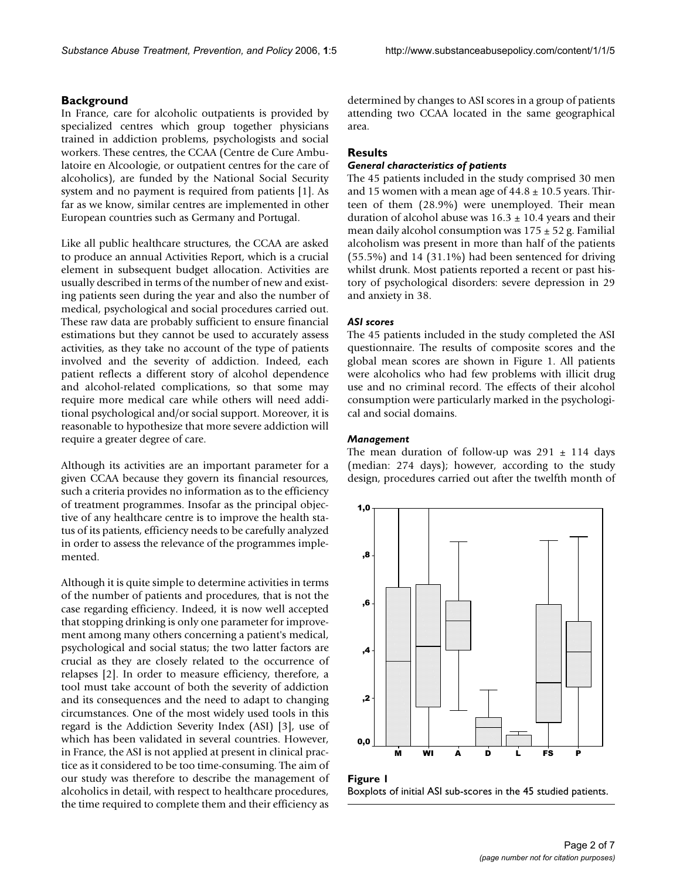## Background

In France, care for alcoholic outpatients is provided by specialized centres which group together physicians trained in addiction problems, psychologists and social workers. These centres, the CCAA (Centre de Cure Ambulatoire en Alcoologie, or outpatient centres for the care of alcoholics), are funded by the National Social Security system and no payment is required from patients [1]. As far as we know, similar centres are implemented in other European countries such as Germany and Portugal.

Like all public healthcare structures, the CCAA are asked to produce an annual Activities Report, which is a crucial element in subsequent budget allocation. Activities are usually described in terms of the number of new and existing patients seen during the year and also the number of medical, psychological and social procedures carried out. These raw data are probably sufficient to ensure financial estimations but they cannot be used to accurately assess activities, as they take no account of the type of patients involved and the severity of addiction. Indeed, each patient reflects a different story of alcohol dependence and alcohol-related complications, so that some may require more medical care while others will need additional psychological and/or social support. Moreover, it is reasonable to hypothesize that more severe addiction will require a greater degree of care.

Although its activities are an important parameter for a given CCAA because they govern its financial resources, such a criteria provides no information as to the efficiency of treatment programmes. Insofar as the principal objective of any healthcare centre is to improve the health status of its patients, efficiency needs to be carefully analyzed in order to assess the relevance of the programmes implemented.

Although it is quite simple to determine activities in terms of the number of patients and procedures, that is not the case regarding efficiency. Indeed, it is now well accepted that stopping drinking is only one parameter for improvement among many others concerning a patient's medical, psychological and social status; the two latter factors are crucial as they are closely related to the occurrence of relapses [2]. In order to measure efficiency, therefore, a tool must take account of both the severity of addiction and its consequences and the need to adapt to changing circumstances. One of the most widely used tools in this regard is the Addiction Severity Index (ASI) [3], use of which has been validated in several countries. However, in France, the ASI is not applied at present in clinical practice as it considered to be too time-consuming. The aim of our study was therefore to describe the management of alcoholics in detail, with respect to healthcare procedures, the time required to complete them and their efficiency as determined by changes to ASI scores in a group of patients attending two CCAA located in the same geographical area.

## Results

### *General characteristics of patients*

The 45 patients included in the study comprised 30 men and 15 women with a mean age of 44.8 ± 10.5 years. Thirteen of them (28.9%) were unemployed. Their mean duration of alcohol abuse was 16.3 ± 10.4 years and their mean daily alcohol consumption was 175 ± 52 g. Familial alcoholism was present in more than half of the patients (55.5%) and 14 (31.1%) had been sentenced for driving whilst drunk. Most patients reported a recent or past history of psychological disorders: severe depression in 29 and anxiety in 38.

### *ASI scores*

The 45 patients included in the study completed the ASI questionnaire. The results of composite scores and the global mean scores are shown in Figure 1. All patients were alcoholics who had few problems with illicit drug use and no criminal record. The effects of their alcohol consumption were particularly marked in the psychological and social domains.

### *Management*

The mean duration of follow-up was 291 ± 114 days (median: 274 days); however, according to the study design, procedures carried out after the twelfth month of

1,0

,8

,6

,4

,2

0,0

M WI A D L FS P

**Figure 1**
Boxplots of initial ASI sub-scores in the 45 studied patients.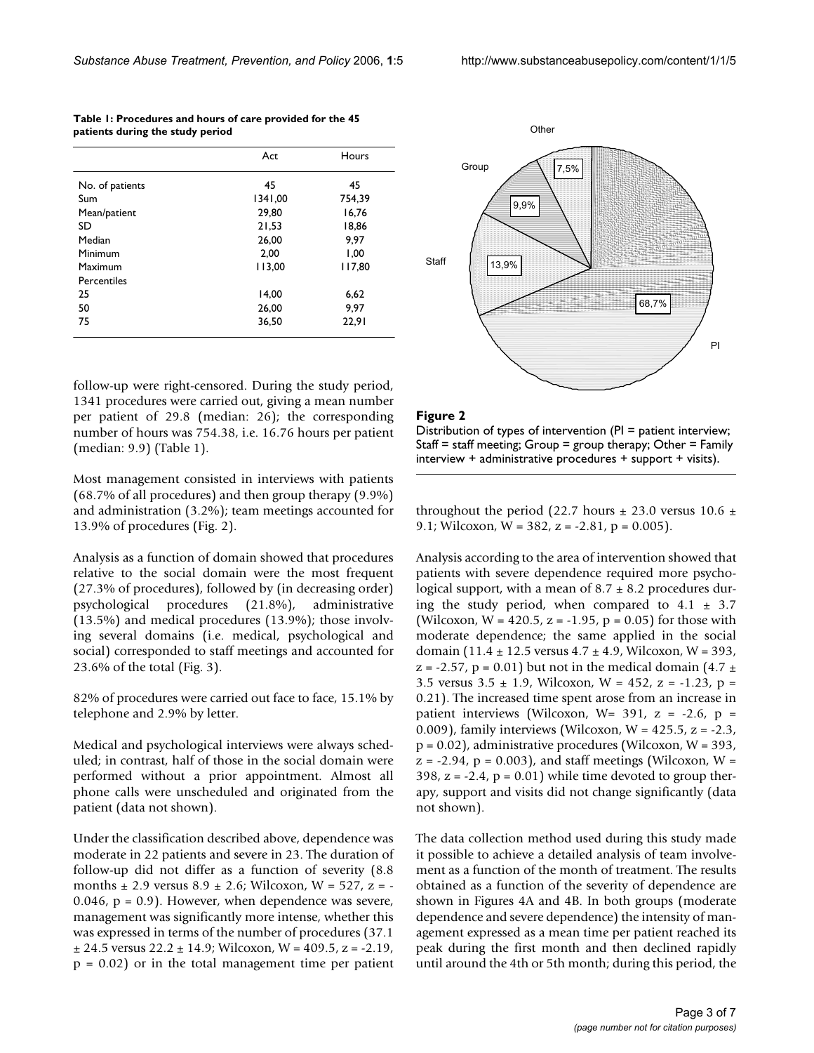**Table 1: Procedures and hours of care provided for the 45 patients during the study period**

| | Act | Hours |
|---|---|---|
| No. of patients | 45 | 45 |
| Sum | 1341,00 | 754,39 |
| Mean/patient | 29,80 | 16,76 |
| SD | 21,53 | 18,86 |
| Median | 26,00 | 9,97 |
| Minimum | 2,00 | 1,00 |
| Maximum | 113,00 | 117,80 |
| Percentiles | | |
| 25 | 14,00 | 6,62 |
| 50 | 26,00 | 9,97 |
| 75 | 36,50 | 22,91 |

follow-up were right-censored. During the study period, 1341 procedures were carried out, giving a mean number per patient of 29.8 (median: 26); the corresponding number of hours was 754.38, i.e. 16.76 hours per patient (median: 9.9) (Table 1).

Most management consisted in interviews with patients (68.7% of all procedures) and then group therapy (9.9%) and administration (3.2%); team meetings accounted for 13.9% of procedures (Fig. 2).

Analysis as a function of domain showed that procedures relative to the social domain were the most frequent (27.3% of procedures), followed by (in decreasing order) psychological procedures (21.8%), administrative (13.5%) and medical procedures (13.9%); those involving several domains (i.e. medical, psychological and social) corresponded to staff meetings and accounted for 23.6% of the total (Fig. 3).

82% of procedures were carried out face to face, 15.1% by telephone and 2.9% by letter.

Medical and psychological interviews were always scheduled; in contrast, half of those in the social domain were performed without a prior appointment. Almost all phone calls were unscheduled and originated from the patient (data not shown).

Under the classification described above, dependence was moderate in 22 patients and severe in 23. The duration of follow-up did not differ as a function of severity (8.8 months ± 2.9 versus 8.9 ± 2.6; Wilcoxon, W = 527, z = -0.046, p = 0.9). However, when dependence was severe, management was significantly more intense, whether this was expressed in terms of the number of procedures (37.1 ± 24.5 versus 22.2 ± 14.9; Wilcoxon, W = 409.5, z = -2.19, p = 0.02) or in the total management time per patient throughout the period (22.7 hours ± 23.0 versus 10.6 ± 9.1; Wilcoxon, W = 382, z = -2.81, p = 0.005).

**Figure 2**
Distribution of types of intervention (PI = patient interview; Staff = staff meeting; Group = group therapy; Other = Family interview + administrative procedures + support + visits).

Analysis according to the area of intervention showed that patients with severe dependence required more psychological support, with a mean of 8.7 ± 8.2 procedures during the study period, when compared to 4.1 ± 3.7 (Wilcoxon, W = 420.5, z = -1.95, p = 0.05) for those with moderate dependence; the same applied in the social domain (11.4 ± 12.5 versus 4.7 ± 4.9, Wilcoxon, W = 393, z = -2.57, p = 0.01) but not in the medical domain (4.7 ± 3.5 versus 3.5 ± 1.9, Wilcoxon, W = 452, z = -1.23, p = 0.21). The increased time spent arose from an increase in patient interviews (Wilcoxon, W= 391, z = -2.6, p = 0.009), family interviews (Wilcoxon, W = 425.5, z = -2.3, p = 0.02), administrative procedures (Wilcoxon, W = 393, z = -2.94, p = 0.003), and staff meetings (Wilcoxon, W = 398, z = -2.4, p = 0.01) while time devoted to group therapy, support and visits did not change significantly (data not shown).

The data collection method used during this study made it possible to achieve a detailed analysis of team involvement as a function of the month of treatment. The results obtained as a function of the severity of dependence are shown in Figures 4A and 4B. In both groups (moderate dependence and severe dependence) the intensity of management expressed as a mean time per patient reached its peak during the first month and then declined rapidly until around the 4th or 5th month; during this period, the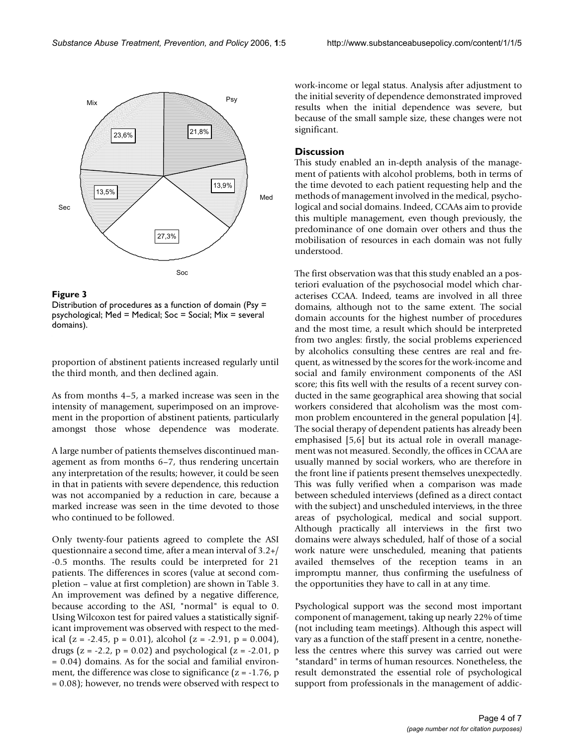**Figure 3**

Distribution of procedures as a function of domain (Psy = psychological; Med = Medical; Soc = Social; Mix = several domains).

proportion of abstinent patients increased regularly until the third month, and then declined again.

As from months 4–5, a marked increase was seen in the intensity of management, superimposed on an improvement in the proportion of abstinent patients, particularly amongst those whose dependence was moderate.

A large number of patients themselves discontinued management as from months 6–7, thus rendering uncertain any interpretation of the results; however, it could be seen in that in patients with severe dependence, this reduction was not accompanied by a reduction in care, because a marked increase was seen in the time devoted to those who continued to be followed.

Only twenty-four patients agreed to complete the ASI questionnaire a second time, after a mean interval of 3.2+/-0.5 months. The results could be interpreted for 21 patients. The differences in scores (value at second completion – value at first completion) are shown in Table 3. An improvement was defined by a negative difference, because according to the ASI, "normal" is equal to 0. Using Wilcoxon test for paired values a statistically significant improvement was observed with respect to the medical ($z = -2.45$, $p = 0.01$), alcohol ($z = -2.91$, $p = 0.004$), drugs ($z = -2.2$, $p = 0.02$) and psychological ($z = -2.01$, $p = 0.04$) domains. As for the social and familial environment, the difference was close to significance ($z = -1.76$, $p = 0.08$); however, no trends were observed with respect to work-income or legal status. Analysis after adjustment to the initial severity of dependence demonstrated improved results when the initial dependence was severe, but because of the small sample size, these changes were not significant.

## Discussion

This study enabled an in-depth analysis of the management of patients with alcohol problems, both in terms of the time devoted to each patient requesting help and the methods of management involved in the medical, psychological and social domains. Indeed, CCAAs aim to provide this multiple management, even though previously, the predominance of one domain over others and thus the mobilisation of resources in each domain was not fully understood.

The first observation was that this study enabled an a posteriori evaluation of the psychosocial model which characterises CCAA. Indeed, teams are involved in all three domains, although not to the same extent. The social domain accounts for the highest number of procedures and the most time, a result which should be interpreted from two angles: firstly, the social problems experienced by alcoholics consulting these centres are real and frequent, as witnessed by the scores for the work-income and social and family environment components of the ASI score; this fits well with the results of a recent survey conducted in the same geographical area showing that social workers considered that alcoholism was the most common problem encountered in the general population [4]. The social therapy of dependent patients has already been emphasised [5,6] but its actual role in overall management was not measured. Secondly, the offices in CCAA are usually manned by social workers, who are therefore in the front line if patients present themselves unexpectedly. This was fully verified when a comparison was made between scheduled interviews (defined as a direct contact with the subject) and unscheduled interviews, in the three areas of psychological, medical and social support. Although practically all interviews in the first two domains were always scheduled, half of those of a social work nature were unscheduled, meaning that patients availed themselves of the reception teams in an impromptu manner, thus confirming the usefulness of the opportunities they have to call in at any time.

Psychological support was the second most important component of management, taking up nearly 22% of time (not including team meetings). Although this aspect will vary as a function of the staff present in a centre, nonetheless the centres where this survey was carried out were "standard" in terms of human resources. Nonetheless, the result demonstrated the essential role of psychological support from professionals in the management of addic-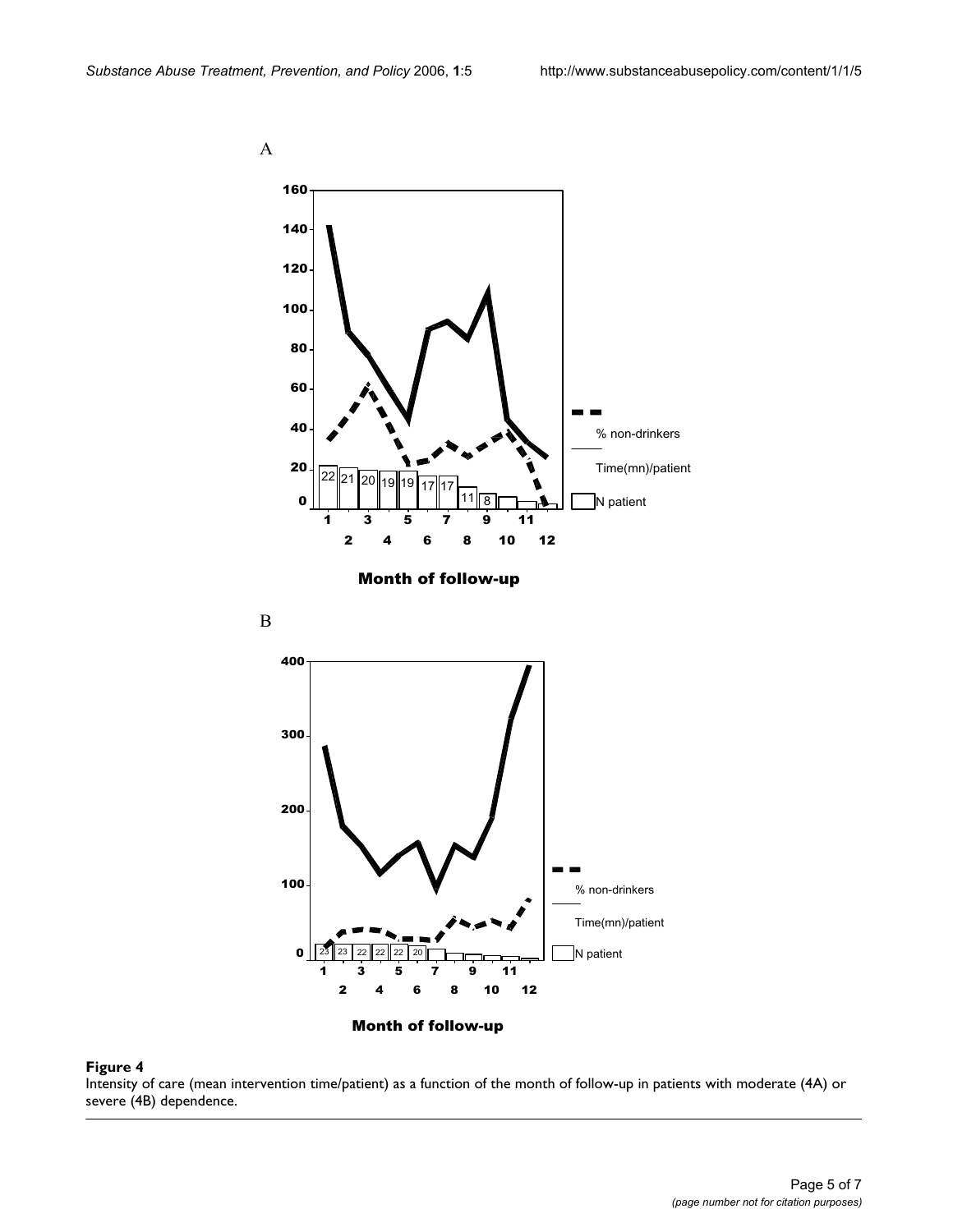**Figure 4**
Intensity of care (mean intervention time/patient) as a function of the month of follow-up in patients with moderate (4A) or severe (4B) dependence.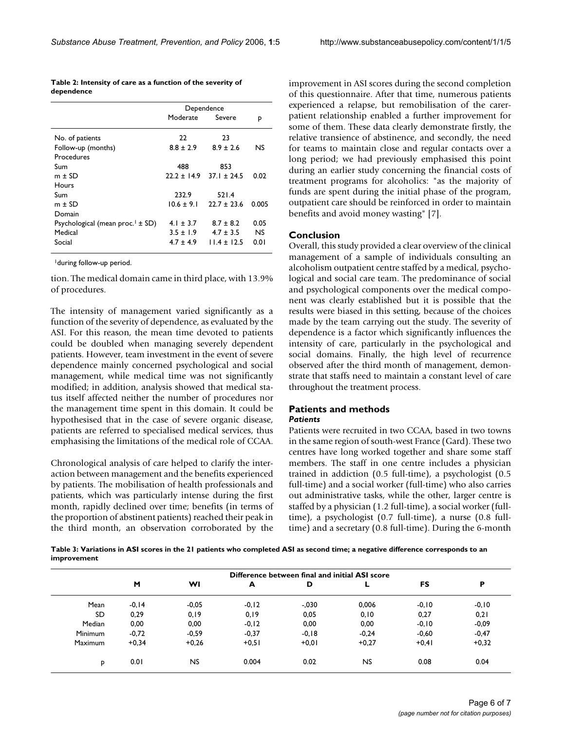**Table 2: Intensity of care as a function of the severity of dependence**

| | Dependence | | |
|---|---|---|---|
| | Moderate | Severe | p |
| No. of patients | 22 | 23 | |
| Follow-up (months) | 8.8 ± 2.9 | 8.9 ± 2.6 | NS |
| Procedures | | | |
| Sum | 488 | 853 | |
| m ± SD | 22.2 ± 14.9 | 37.1 ± 24.5 | 0.02 |
| Hours | | | |
| Sum | 232.9 | 521.4 | |
| m ± SD | 10.6 ± 9.1 | 22.7 ± 23.6 | 0.005 |
| Domain | | | |
| Psychological (mean proc.[1] ± SD) | 4.1 ± 3.7 | 8.7 ± 8.2 | 0.05 |
| Medical | 3.5 ± 1.9 | 4.7 ± 3.5 | NS |
| Social | 4.7 ± 4.9 | 11.4 ± 12.5 | 0.01 |

[1]during follow-up period.

tion. The medical domain came in third place, with 13.9% of procedures.

The intensity of management varied significantly as a function of the severity of dependence, as evaluated by the ASI. For this reason, the mean time devoted to patients could be doubled when managing severely dependent patients. However, team investment in the event of severe dependence mainly concerned psychological and social management, while medical time was not significantly modified; in addition, analysis showed that medical status itself affected neither the number of procedures nor the management time spent in this domain. It could be hypothesised that in the case of severe organic disease, patients are referred to specialised medical services, thus emphasising the limitations of the medical role of CCAA.

Chronological analysis of care helped to clarify the interaction between management and the benefits experienced by patients. The mobilisation of health professionals and patients, which was particularly intense during the first month, rapidly declined over time; benefits (in terms of the proportion of abstinent patients) reached their peak in the third month, an observation corroborated by the improvement in ASI scores during the second completion of this questionnaire. After that time, numerous patients experienced a relapse, but remobilisation of the carer-patient relationship enabled a further improvement for some of them. These data clearly demonstrate firstly, the relative transience of abstinence, and secondly, the need for teams to maintain close and regular contacts over a long period; we had previously emphasised this point during an earlier study concerning the financial costs of treatment programs for alcoholics: "as the majority of funds are spent during the initial phase of the program, outpatient care should be reinforced in order to maintain benefits and avoid money wasting" [7].

## Conclusion

Overall, this study provided a clear overview of the clinical management of a sample of individuals consulting an alcoholism outpatient centre staffed by a medical, psychological and social care team. The predominance of social and psychological components over the medical component was clearly established but it is possible that the results were biased in this setting, because of the choices made by the team carrying out the study. The severity of dependence is a factor which significantly influences the intensity of care, particularly in the psychological and social domains. Finally, the high level of recurrence observed after the third month of management, demonstrate that staffs need to maintain a constant level of care throughout the treatment process.

## Patients and methods

### *Patients*

Patients were recruited in two CCAA, based in two towns in the same region of south-west France (Gard). These two centres have long worked together and share some staff members. The staff in one centre includes a physician trained in addiction (0.5 full-time), a psychologist (0.5 full-time) and a social worker (full-time) who also carries out administrative tasks, while the other, larger centre is staffed by a physician (1.2 full-time), a social worker (full-time), a psychologist (0.7 full-time), a nurse (0.8 full-time) and a secretary (0.8 full-time). During the 6-month

**Table 3: Variations in ASI scores in the 21 patients who completed ASI as second time; a negative difference corresponds to an improvement**

| | Difference between final and initial ASI score | | | | | | |
|---|---|---|---|---|---|---|---|
| | M | WI | A | D | L | FS | P |
| Mean | -0,14 | -0,05 | -0,12 | -,030 | 0,006 | -0,10 | -0,10 |
| SD | 0,29 | 0,19 | 0,19 | 0,05 | 0,10 | 0,27 | 0,21 |
| Median | 0,00 | 0,00 | -0,12 | 0,00 | 0,00 | -0,10 | -0,09 |
| Minimum | -0,72 | -0,59 | -0,37 | -0,18 | -0,24 | -0,60 | -0,47 |
| Maximum | +0,34 | +0,26 | +0,51 | +0,01 | +0,27 | +0,41 | +0,32 |
| p | 0.01 | NS | 0.004 | 0.02 | NS | 0.08 | 0.04 |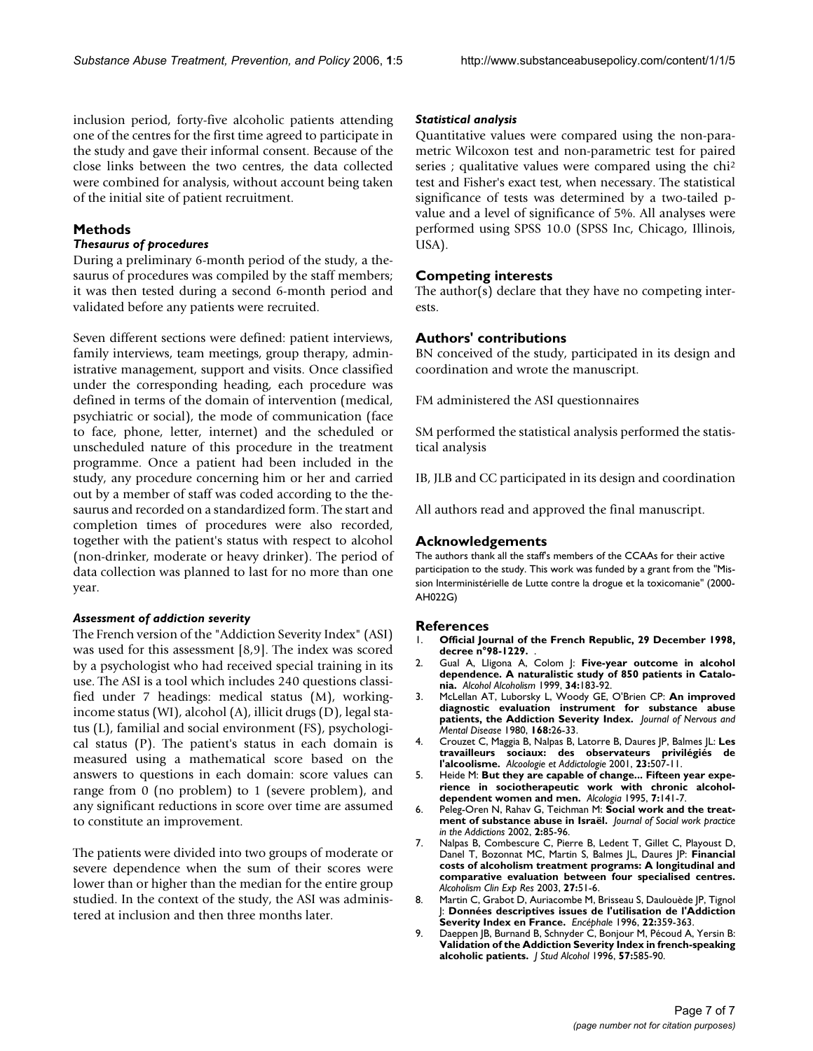inclusion period, forty-five alcoholic patients attending one of the centres for the first time agreed to participate in the study and gave their informal consent. Because of the close links between the two centres, the data collected were combined for analysis, without account being taken of the initial site of patient recruitment.

## Methods

### *Thesaurus of procedures*

During a preliminary 6-month period of the study, a thesaurus of procedures was compiled by the staff members; it was then tested during a second 6-month period and validated before any patients were recruited.

Seven different sections were defined: patient interviews, family interviews, team meetings, group therapy, administrative management, support and visits. Once classified under the corresponding heading, each procedure was defined in terms of the domain of intervention (medical, psychiatric or social), the mode of communication (face to face, phone, letter, internet) and the scheduled or unscheduled nature of this procedure in the treatment programme. Once a patient had been included in the study, any procedure concerning him or her and carried out by a member of staff was coded according to the thesaurus and recorded on a standardized form. The start and completion times of procedures were also recorded, together with the patient's status with respect to alcohol (non-drinker, moderate or heavy drinker). The period of data collection was planned to last for no more than one year.

### *Assessment of addiction severity*

The French version of the "Addiction Severity Index" (ASI) was used for this assessment [8,9]. The index was scored by a psychologist who had received special training in its use. The ASI is a tool which includes 240 questions classified under 7 headings: medical status (M), working-income status (WI), alcohol (A), illicit drugs (D), legal status (L), familial and social environment (FS), psychological status (P). The patient's status in each domain is measured using a mathematical score based on the answers to questions in each domain: score values can range from 0 (no problem) to 1 (severe problem), and any significant reductions in score over time are assumed to constitute an improvement.

The patients were divided into two groups of moderate or severe dependence when the sum of their scores were lower than or higher than the median for the entire group studied. In the context of the study, the ASI was administered at inclusion and then three months later.

### *Statistical analysis*

Quantitative values were compared using the non-parametric Wilcoxon test and non-parametric test for paired series ; qualitative values were compared using the $\chi^2$ test and Fisher's exact test, when necessary. The statistical significance of tests was determined by a two-tailed p-value and a level of significance of 5%. All analyses were performed using SPSS 10.0 (SPSS Inc, Chicago, Illinois, USA).

## Competing interests

The author(s) declare that they have no competing interests.

## Authors' contributions

BN conceived of the study, participated in its design and coordination and wrote the manuscript.

FM administered the ASI questionnaires

SM performed the statistical analysis performed the statistical analysis

IB, JLB and CC participated in its design and coordination

All authors read and approved the final manuscript.

## Acknowledgements

The authors thank all the staff's members of the CCAAs for their active participation to the study. This work was funded by a grant from the "Mission Interministérielle de Lutte contre la drogue et la toxicomanie" (2000-AH022G)

## References

1. **Official Journal of the French Republic, 29 December 1998, decree n°98-1229.** .
2. Gual A, Lligona A, Colom J: **Five-year outcome in alcohol dependence. A naturalistic study of 850 patients in Catalonia.** *Alcohol Alcoholism* 1999, **34:**183-92.
3. McLellan AT, Luborsky L, Woody GE, O'Brien CP: **An improved diagnostic evaluation instrument for substance abuse patients, the Addiction Severity Index.** *Journal of Nervous and Mental Disease* 1980, **168:**26-33.
4. Crouzet C, Maggia B, Nalpas B, Latorre B, Daures JP, Balmes JL: **Les travailleurs sociaux: des observateurs privilégiés de l'alcoolisme.** *Alcoologie et Addictologie* 2001, **23:**507-11.
5. Heide M: **But they are capable of change... Fifteen year experience in sociotherapeutic work with chronic alcohol-dependent women and men.** *Alcologia* 1995, **7:**141-7.
6. Peleg-Oren N, Rahav G, Teichman M: **Social work and the treatment of substance abuse in Israël.** *Journal of Social work practice in the Addictions* 2002, **2:**85-96.
7. Nalpas B, Combescure C, Pierre B, Ledent T, Gillet C, Playoust D, Danel T, Bozonnat MC, Martin S, Balmes JL, Daures JP: **Financial costs of alcoholism treatment programs: A longitudinal and comparative evaluation between four specialised centres.** *Alcoholism Clin Exp Res* 2003, **27:**51-6.
8. Martin C, Grabot D, Auriacombe M, Brisseau S, Daulouède JP, Tignol J: **Données descriptives issues de l'utilisation de l'Addiction Severity Index en France.** *Encéphale* 1996, **22:**359-363.
9. Daeppen JB, Burnand B, Schnyder C, Bonjour M, Pécoud A, Yersin B: **Validation of the Addiction Severity Index in french-speaking alcoholic patients.** *J Stud Alcohol* 1996, **57:**585-90.